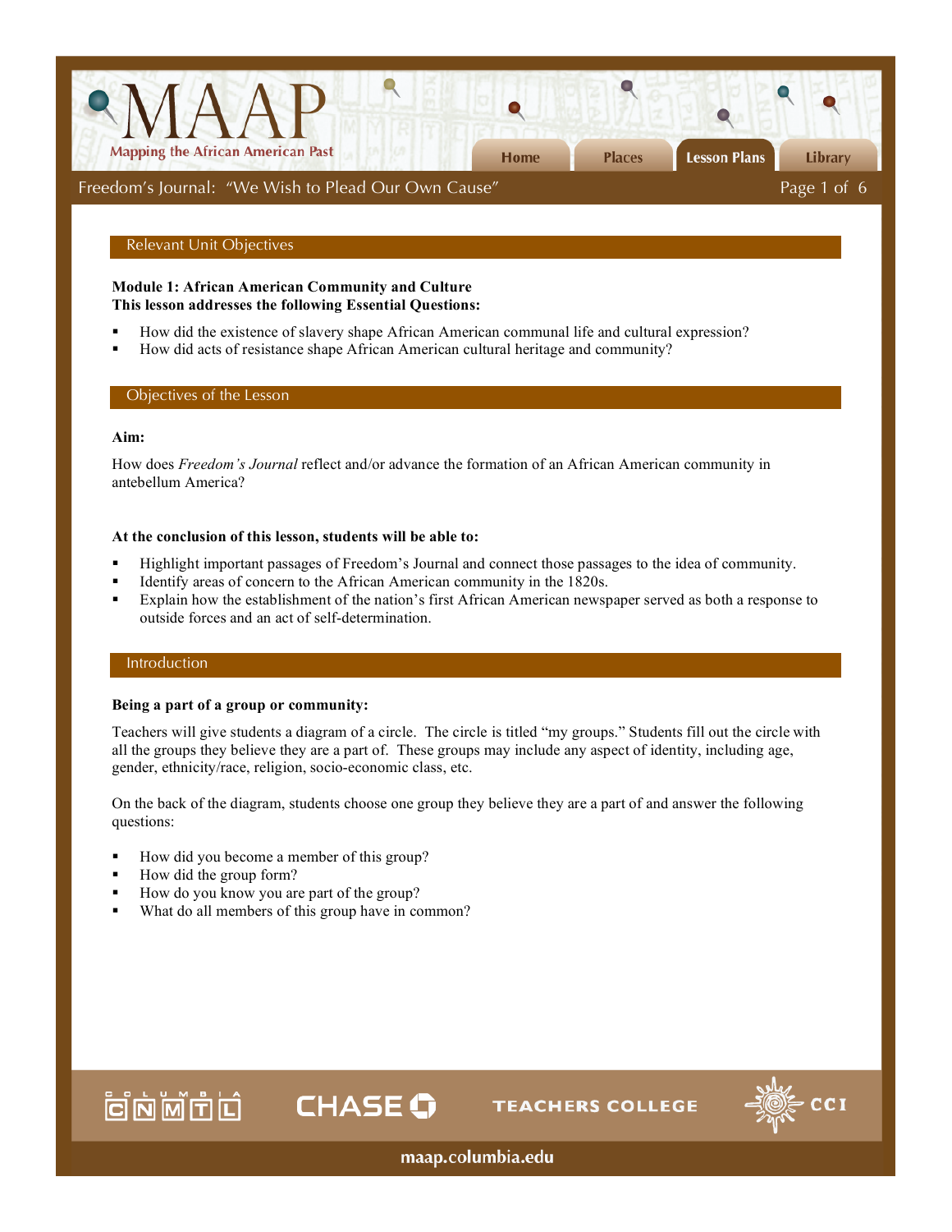## Relevant Unit Objectives

**Module 1: African American Community and Culture**
**This lesson addresses the following Essential Questions:**

- How did the existence of slavery shape African American communal life and cultural expression?
- How did acts of resistance shape African American cultural heritage and community?

## Objectives of the Lesson

**Aim:**

How does *Freedom's Journal* reflect and/or advance the formation of an African American community in antebellum America?

**At the conclusion of this lesson, students will be able to:**

- Highlight important passages of Freedom's Journal and connect those passages to the idea of community.
- Identify areas of concern to the African American community in the 1820s.
- Explain how the establishment of the nation's first African American newspaper served as both a response to outside forces and an act of self-determination.

## Introduction

**Being a part of a group or community:**

Teachers will give students a diagram of a circle. The circle is titled "my groups." Students fill out the circle with all the groups they believe they are a part of. These groups may include any aspect of identity, including age, gender, ethnicity/race, religion, socio-economic class, etc.

On the back of the diagram, students choose one group they believe they are a part of and answer the following questions:

- How did you become a member of this group?
- How did the group form?
- How do you know you are part of the group?
- What do all members of this group have in common?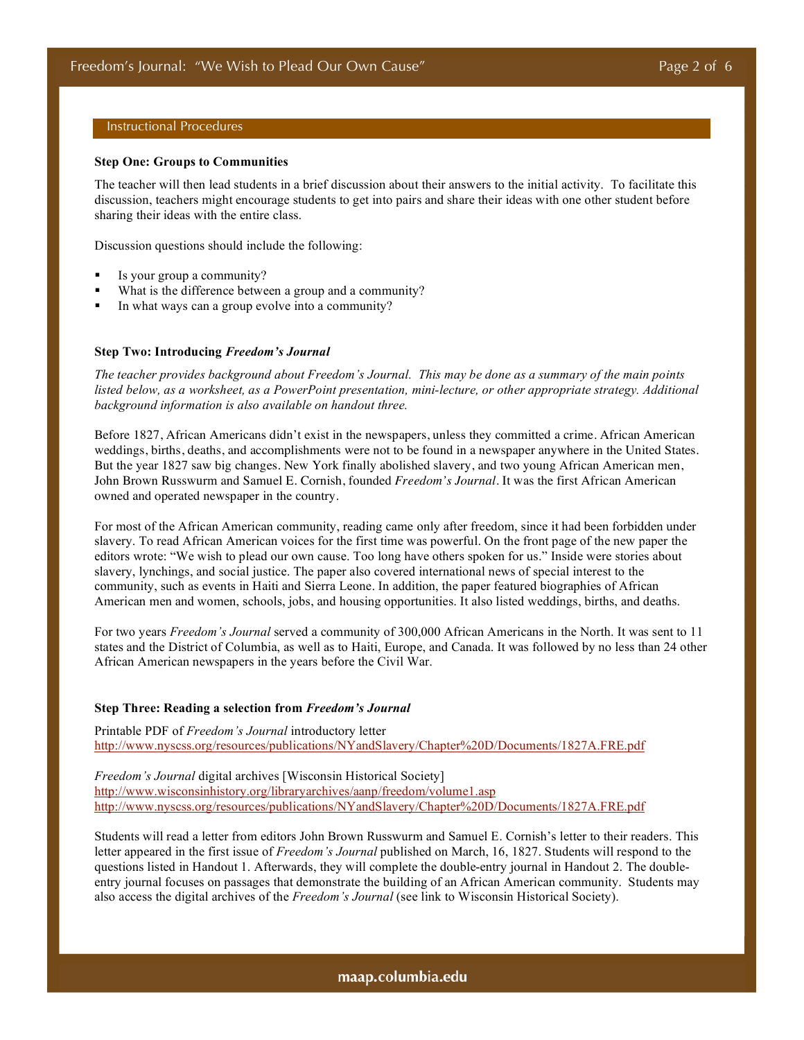## Instructional Procedures

### Step One: Groups to Communities

The teacher will then lead students in a brief discussion about their answers to the initial activity. To facilitate this discussion, teachers might encourage students to get into pairs and share their ideas with one other student before sharing their ideas with the entire class.

Discussion questions should include the following:

- Is your group a community?
- What is the difference between a group and a community?
- In what ways can a group evolve into a community?

### Step Two: Introducing *Freedom's Journal*

*The teacher provides background about Freedom's Journal. This may be done as a summary of the main points listed below, as a worksheet, as a PowerPoint presentation, mini-lecture, or other appropriate strategy. Additional background information is also available on handout three.*

Before 1827, African Americans didn't exist in the newspapers, unless they committed a crime. African American weddings, births, deaths, and accomplishments were not to be found in a newspaper anywhere in the United States. But the year 1827 saw big changes. New York finally abolished slavery, and two young African American men, John Brown Russwurm and Samuel E. Cornish, founded *Freedom's Journal*. It was the first African American owned and operated newspaper in the country.

For most of the African American community, reading came only after freedom, since it had been forbidden under slavery. To read African American voices for the first time was powerful. On the front page of the new paper the editors wrote: "We wish to plead our own cause. Too long have others spoken for us." Inside were stories about slavery, lynchings, and social justice. The paper also covered international news of special interest to the community, such as events in Haiti and Sierra Leone. In addition, the paper featured biographies of African American men and women, schools, jobs, and housing opportunities. It also listed weddings, births, and deaths.

For two years *Freedom's Journal* served a community of 300,000 African Americans in the North. It was sent to 11 states and the District of Columbia, as well as to Haiti, Europe, and Canada. It was followed by no less than 24 other African American newspapers in the years before the Civil War.

### Step Three: Reading a selection from *Freedom's Journal*

Printable PDF of *Freedom's Journal* introductory letter
http://www.nyscss.org/resources/publications/NYandSlavery/Chapter%20D/Documents/1827A.FRE.pdf

*Freedom's Journal* digital archives [Wisconsin Historical Society]
http://www.wisconsinhistory.org/libraryarchives/aanp/freedom/volume1.asp
http://www.nyscss.org/resources/publications/NYandSlavery/Chapter%20D/Documents/1827A.FRE.pdf

Students will read a letter from editors John Brown Russwurm and Samuel E. Cornish's letter to their readers. This letter appeared in the first issue of *Freedom's Journal* published on March, 16, 1827. Students will respond to the questions listed in Handout 1. Afterwards, they will complete the double-entry journal in Handout 2. The double-entry journal focuses on passages that demonstrate the building of an African American community. Students may also access the digital archives of the *Freedom's Journal* (see link to Wisconsin Historical Society).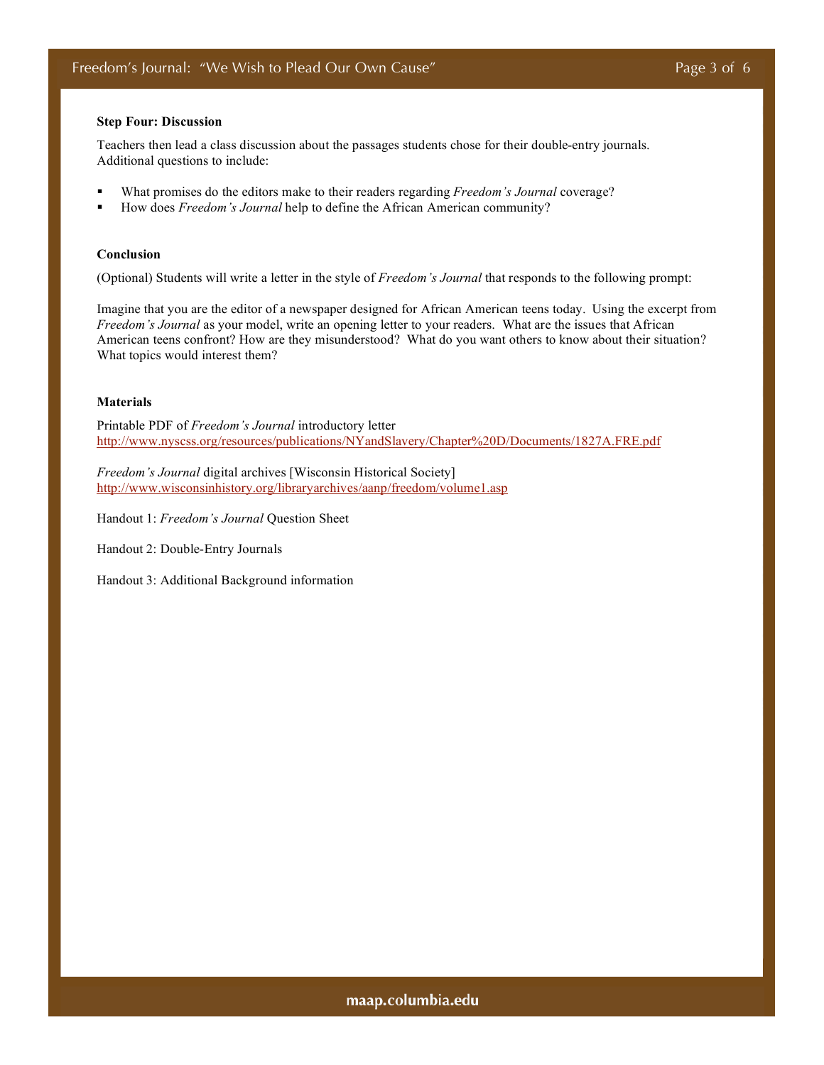**Step Four: Discussion**

Teachers then lead a class discussion about the passages students chose for their double-entry journals. Additional questions to include:

- What promises do the editors make to their readers regarding *Freedom's Journal* coverage?
- How does *Freedom's Journal* help to define the African American community?

**Conclusion**

(Optional) Students will write a letter in the style of *Freedom's Journal* that responds to the following prompt:

Imagine that you are the editor of a newspaper designed for African American teens today. Using the excerpt from *Freedom's Journal* as your model, write an opening letter to your readers. What are the issues that African American teens confront? How are they misunderstood? What do you want others to know about their situation? What topics would interest them?

**Materials**

Printable PDF of *Freedom's Journal* introductory letter
http://www.nyscss.org/resources/publications/NYandSlavery/Chapter%20D/Documents/1827A.FRE.pdf

*Freedom's Journal* digital archives [Wisconsin Historical Society]
http://www.wisconsinhistory.org/libraryarchives/aanp/freedom/volume1.asp

Handout 1: *Freedom's Journal* Question Sheet

Handout 2: Double-Entry Journals

Handout 3: Additional Background information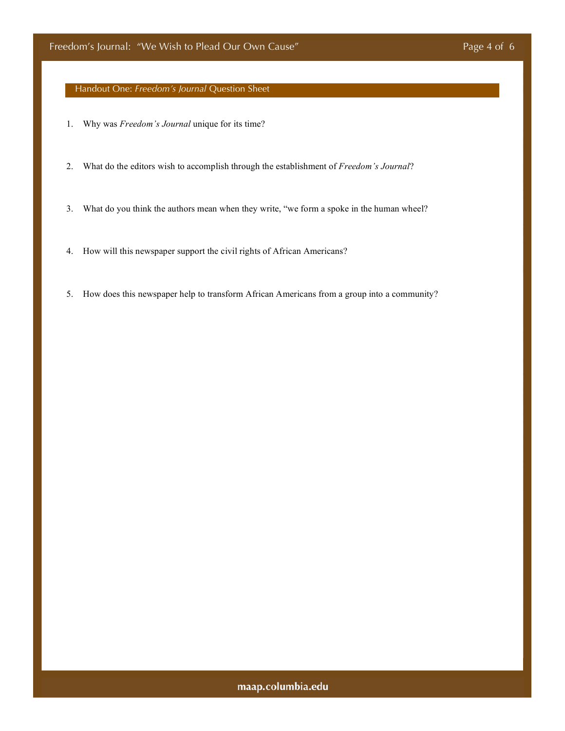## Handout One: *Freedom's Journal* Question Sheet

1. Why was *Freedom's Journal* unique for its time?

2. What do the editors wish to accomplish through the establishment of *Freedom's Journal*?

3. What do you think the authors mean when they write, "we form a spoke in the human wheel?

4. How will this newspaper support the civil rights of African Americans?

5. How does this newspaper help to transform African Americans from a group into a community?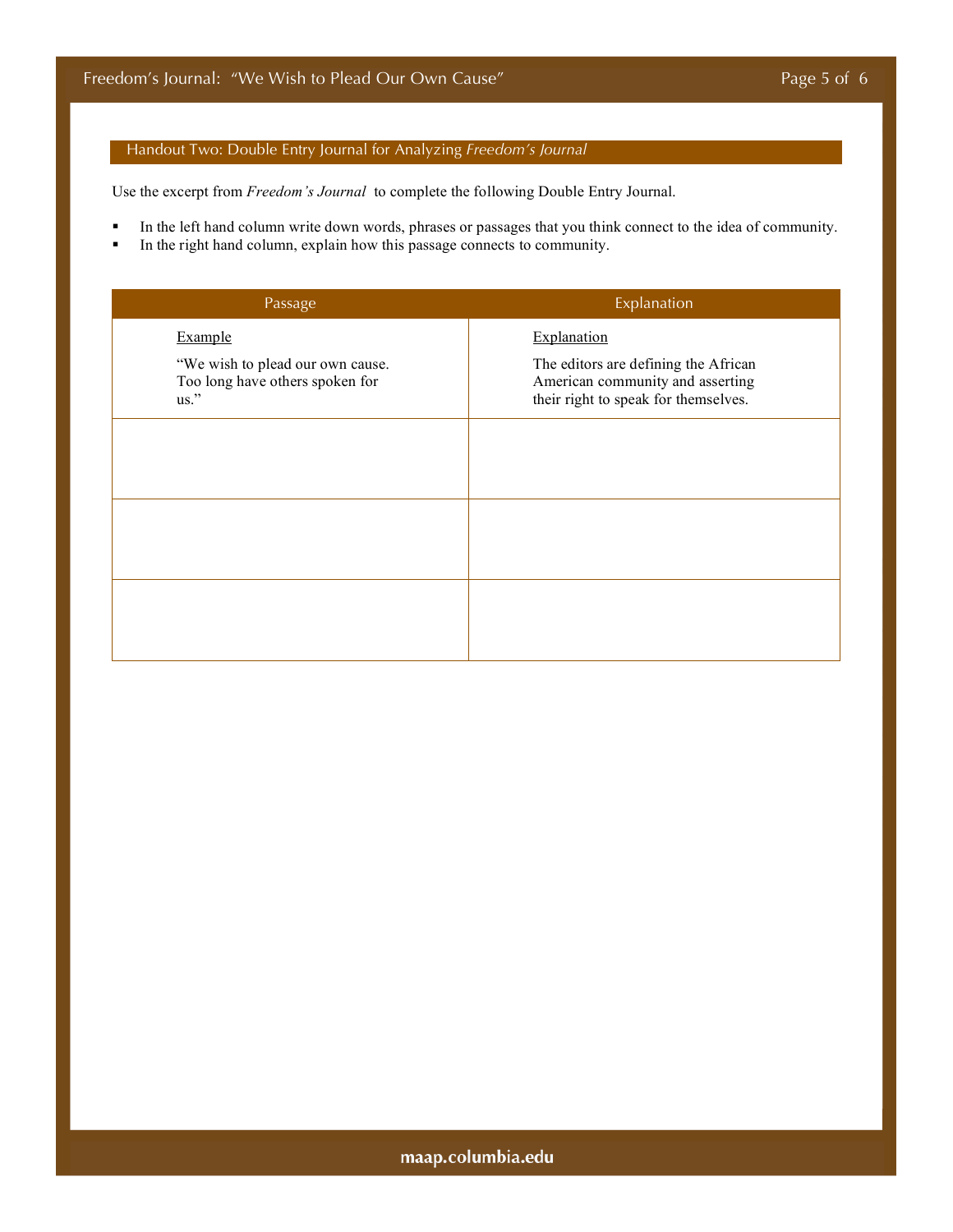## Handout Two: Double Entry Journal for Analyzing *Freedom's Journal*

Use the excerpt from *Freedom's Journal* to complete the following Double Entry Journal.

- In the left hand column write down words, phrases or passages that you think connect to the idea of community.
- In the right hand column, explain how this passage connects to community.

| Passage | Explanation |
|---|---|
| Example<br><br>"We wish to plead our own cause. Too long have others spoken for us." | Explanation<br><br>The editors are defining the African American community and asserting their right to speak for themselves. |
| | |
| | |
| | |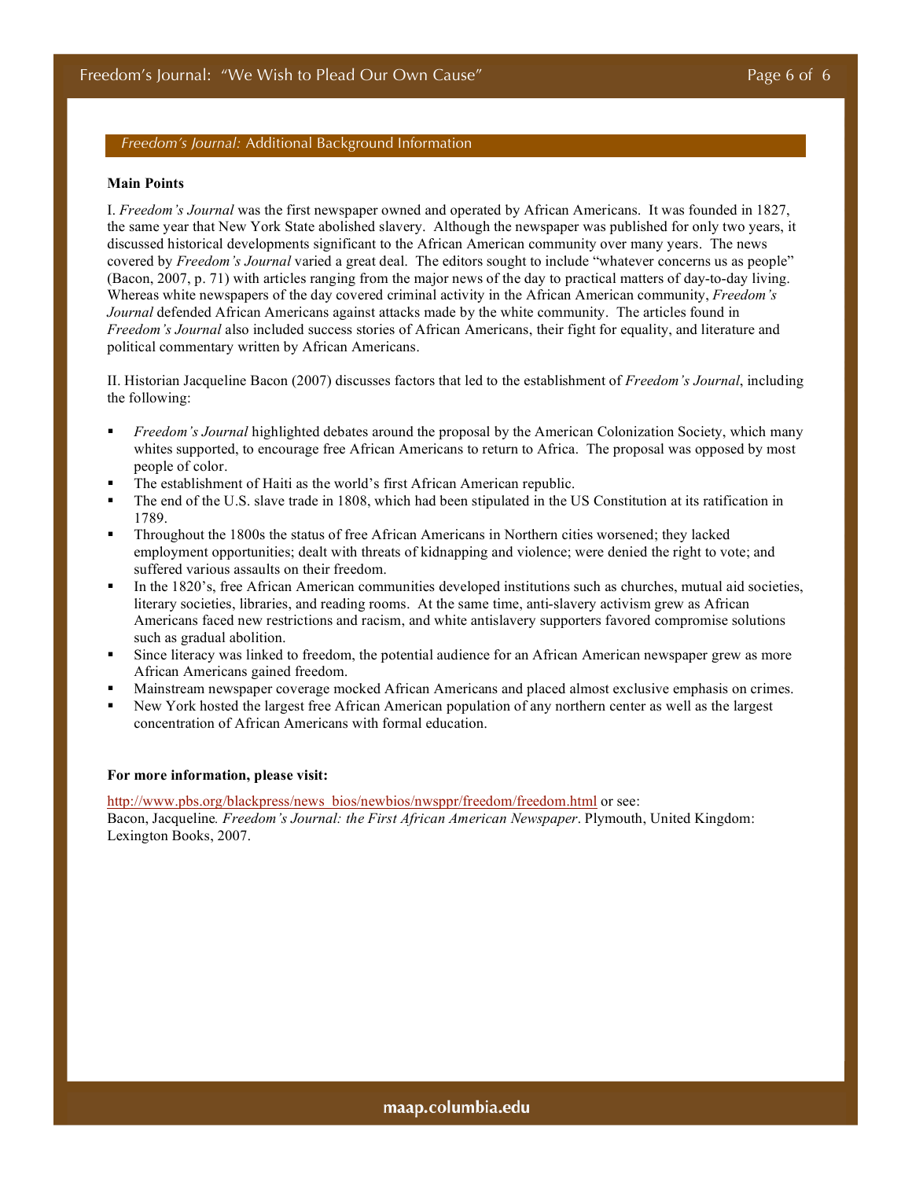## *Freedom's Journal:* Additional Background Information

**Main Points**

I. *Freedom's Journal* was the first newspaper owned and operated by African Americans. It was founded in 1827, the same year that New York State abolished slavery. Although the newspaper was published for only two years, it discussed historical developments significant to the African American community over many years. The news covered by *Freedom's Journal* varied a great deal. The editors sought to include "whatever concerns us as people" (Bacon, 2007, p. 71) with articles ranging from the major news of the day to practical matters of day-to-day living. Whereas white newspapers of the day covered criminal activity in the African American community, *Freedom's Journal* defended African Americans against attacks made by the white community. The articles found in *Freedom's Journal* also included success stories of African Americans, their fight for equality, and literature and political commentary written by African Americans.

II. Historian Jacqueline Bacon (2007) discusses factors that led to the establishment of *Freedom's Journal*, including the following:

- *Freedom's Journal* highlighted debates around the proposal by the American Colonization Society, which many whites supported, to encourage free African Americans to return to Africa. The proposal was opposed by most people of color.
- The establishment of Haiti as the world's first African American republic.
- The end of the U.S. slave trade in 1808, which had been stipulated in the US Constitution at its ratification in 1789.
- Throughout the 1800s the status of free African Americans in Northern cities worsened; they lacked employment opportunities; dealt with threats of kidnapping and violence; were denied the right to vote; and suffered various assaults on their freedom.
- In the 1820's, free African American communities developed institutions such as churches, mutual aid societies, literary societies, libraries, and reading rooms. At the same time, anti-slavery activism grew as African Americans faced new restrictions and racism, and white antislavery supporters favored compromise solutions such as gradual abolition.
- Since literacy was linked to freedom, the potential audience for an African American newspaper grew as more African Americans gained freedom.
- Mainstream newspaper coverage mocked African Americans and placed almost exclusive emphasis on crimes.
- New York hosted the largest free African American population of any northern center as well as the largest concentration of African Americans with formal education.

**For more information, please visit:**

http://www.pbs.org/blackpress/news_bios/newbios/nwsppr/freedom/freedom.html or see:
Bacon, Jacqueline. *Freedom's Journal: the First African American Newspaper*. Plymouth, United Kingdom: Lexington Books, 2007.